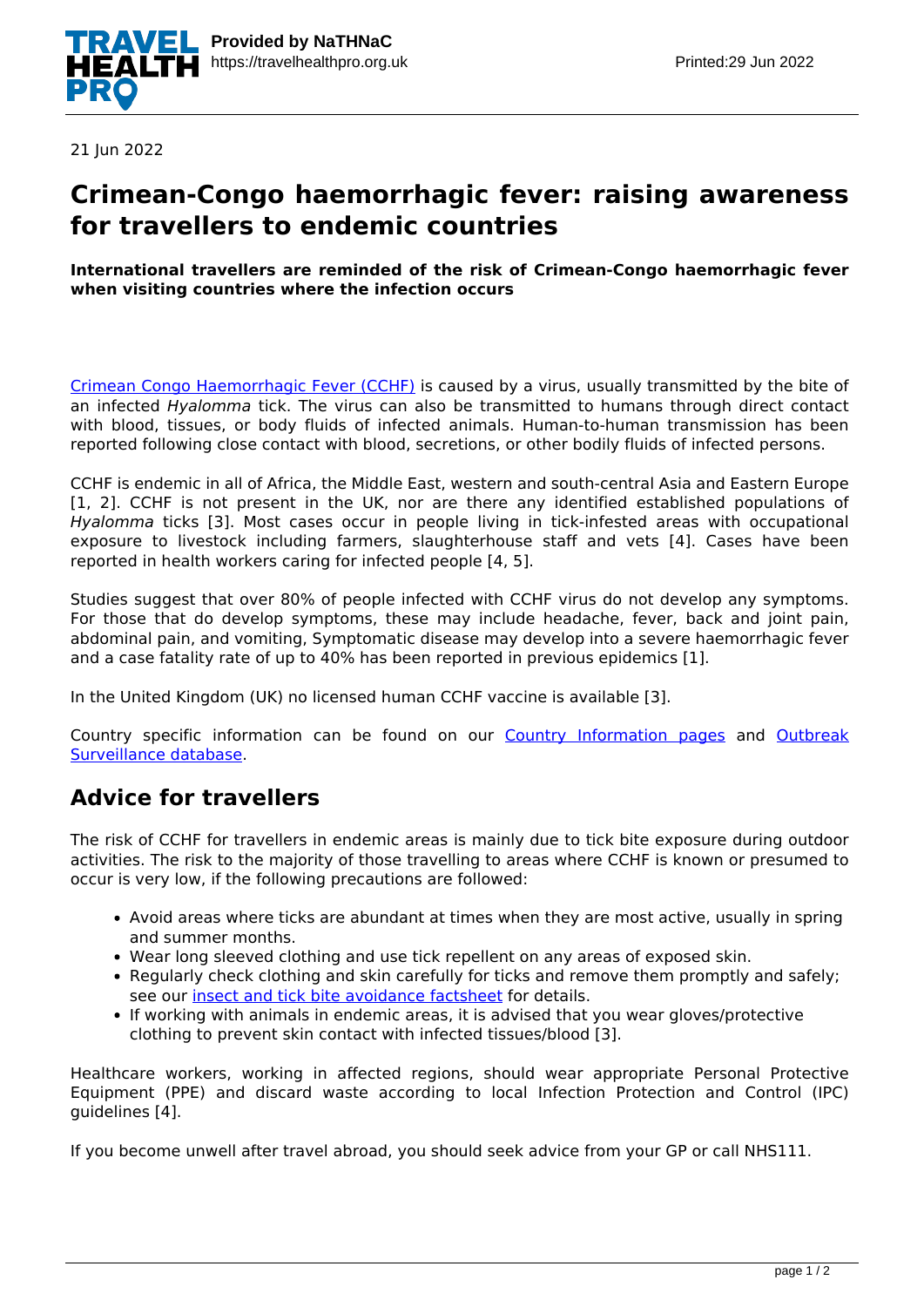21 Jun 2022

# Crimean-Congo haemorrhagic fever: raising awareness for travellers to endemic countries

**International travellers are reminded of the risk of Crimean-Congo haemorrhagic fever when visiting countries where the infection occurs**

[Crimean Congo Haemorrhagic Fever (CCHF)](#) is caused by a virus, usually transmitted by the bite of an infected *Hyalomma* tick. The virus can also be transmitted to humans through direct contact with blood, tissues, or body fluids of infected animals. Human-to-human transmission has been reported following close contact with blood, secretions, or other bodily fluids of infected persons.

CCHF is endemic in all of Africa, the Middle East, western and south-central Asia and Eastern Europe [1, 2]. CCHF is not present in the UK, nor are there any identified established populations of *Hyalomma* ticks [3]. Most cases occur in people living in tick-infested areas with occupational exposure to livestock including farmers, slaughterhouse staff and vets [4]. Cases have been reported in health workers caring for infected people [4, 5].

Studies suggest that over 80% of people infected with CCHF virus do not develop any symptoms. For those that do develop symptoms, these may include headache, fever, back and joint pain, abdominal pain, and vomiting, Symptomatic disease may develop into a severe haemorrhagic fever and a case fatality rate of up to 40% has been reported in previous epidemics [1].

In the United Kingdom (UK) no licensed human CCHF vaccine is available [3].

Country specific information can be found on our [Country Information pages](#) and [Outbreak Surveillance database](#).

## Advice for travellers

The risk of CCHF for travellers in endemic areas is mainly due to tick bite exposure during outdoor activities. The risk to the majority of those travelling to areas where CCHF is known or presumed to occur is very low, if the following precautions are followed:

- Avoid areas where ticks are abundant at times when they are most active, usually in spring and summer months.
- Wear long sleeved clothing and use tick repellent on any areas of exposed skin.
- Regularly check clothing and skin carefully for ticks and remove them promptly and safely; see our [insect and tick bite avoidance factsheet](#) for details.
- If working with animals in endemic areas, it is advised that you wear gloves/protective clothing to prevent skin contact with infected tissues/blood [3].

Healthcare workers, working in affected regions, should wear appropriate Personal Protective Equipment (PPE) and discard waste according to local Infection Protection and Control (IPC) guidelines [4].

If you become unwell after travel abroad, you should seek advice from your GP or call NHS111.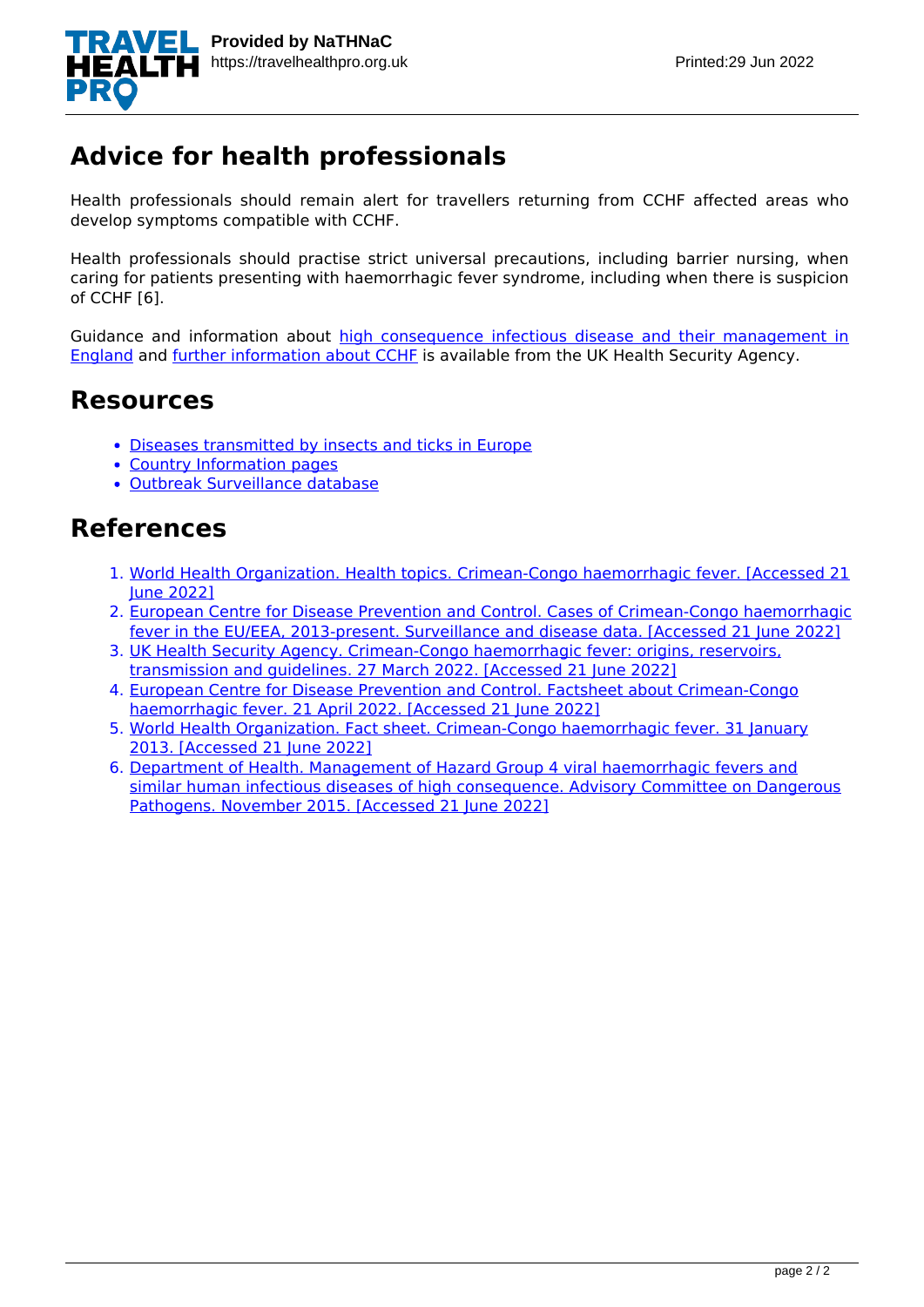# Advice for health professionals

Health professionals should remain alert for travellers returning from CCHF affected areas who develop symptoms compatible with CCHF.

Health professionals should practise strict universal precautions, including barrier nursing, when caring for patients presenting with haemorrhagic fever syndrome, including when there is suspicion of CCHF [6].

Guidance and information about high consequence infectious disease and their management in England and further information about CCHF is available from the UK Health Security Agency.

## Resources

- Diseases transmitted by insects and ticks in Europe
- Country Information pages
- Outbreak Surveillance database

## References

1. World Health Organization. Health topics. Crimean-Congo haemorrhagic fever. [Accessed 21 June 2022]
2. European Centre for Disease Prevention and Control. Cases of Crimean-Congo haemorrhagic fever in the EU/EEA, 2013-present. Surveillance and disease data. [Accessed 21 June 2022]
3. UK Health Security Agency. Crimean-Congo haemorrhagic fever: origins, reservoirs, transmission and guidelines. 27 March 2022. [Accessed 21 June 2022]
4. European Centre for Disease Prevention and Control. Factsheet about Crimean-Congo haemorrhagic fever. 21 April 2022. [Accessed 21 June 2022]
5. World Health Organization. Fact sheet. Crimean-Congo haemorrhagic fever. 31 January 2013. [Accessed 21 June 2022]
6. Department of Health. Management of Hazard Group 4 viral haemorrhagic fevers and similar human infectious diseases of high consequence. Advisory Committee on Dangerous Pathogens. November 2015. [Accessed 21 June 2022]